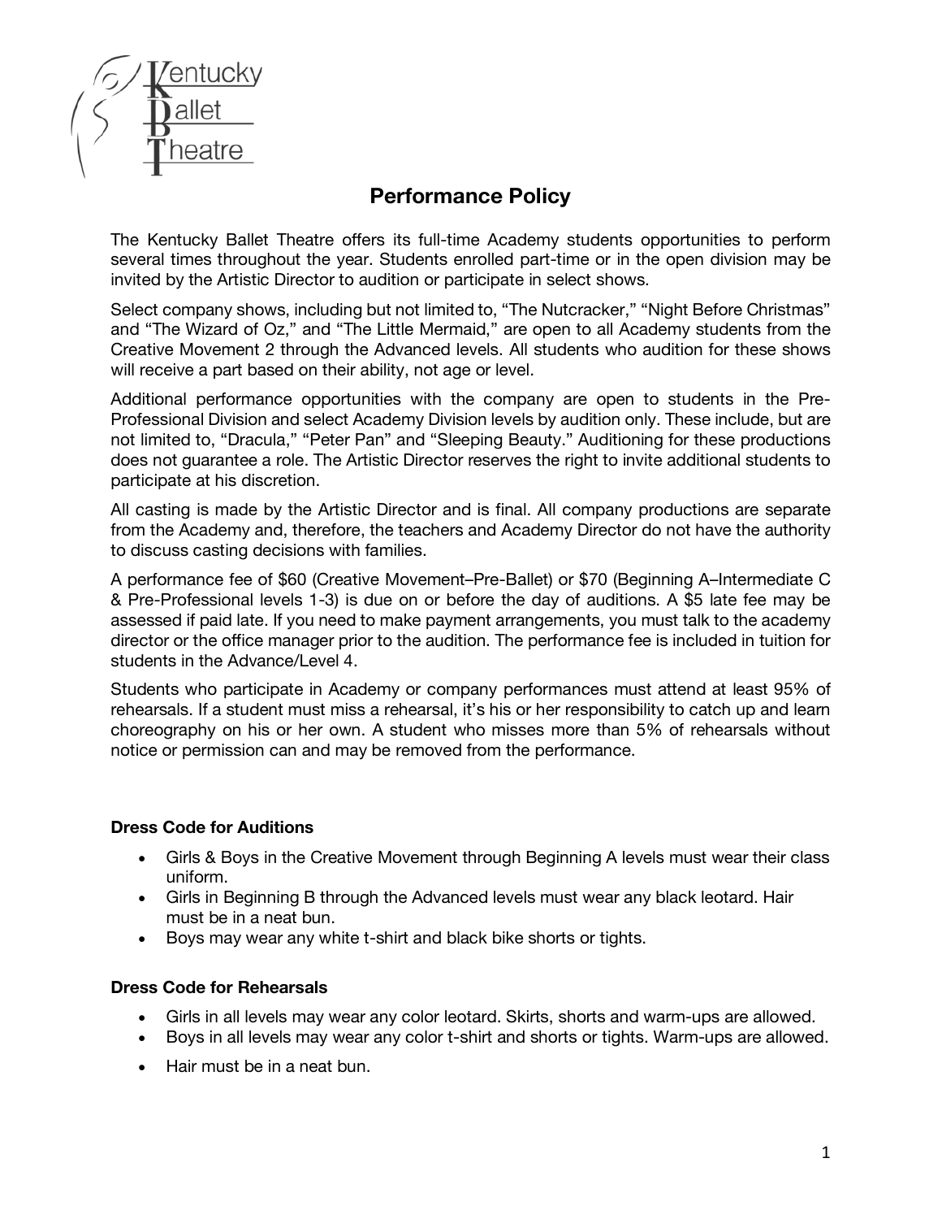Kentucky Ballet Theatre

# Performance Policy

The Kentucky Ballet Theatre offers its full-time Academy students opportunities to perform several times throughout the year. Students enrolled part-time or in the open division may be invited by the Artistic Director to audition or participate in select shows.

Select company shows, including but not limited to, "The Nutcracker," "Night Before Christmas" and "The Wizard of Oz," and "The Little Mermaid," are open to all Academy students from the Creative Movement 2 through the Advanced levels. All students who audition for these shows will receive a part based on their ability, not age or level.

Additional performance opportunities with the company are open to students in the Pre-Professional Division and select Academy Division levels by audition only. These include, but are not limited to, "Dracula," "Peter Pan" and "Sleeping Beauty." Auditioning for these productions does not guarantee a role. The Artistic Director reserves the right to invite additional students to participate at his discretion.

All casting is made by the Artistic Director and is final. All company productions are separate from the Academy and, therefore, the teachers and Academy Director do not have the authority to discuss casting decisions with families.

A performance fee of $60 (Creative Movement–Pre-Ballet) or $70 (Beginning A–Intermediate C & Pre-Professional levels 1-3) is due on or before the day of auditions. A $5 late fee may be assessed if paid late. If you need to make payment arrangements, you must talk to the academy director or the office manager prior to the audition. The performance fee is included in tuition for students in the Advance/Level 4.

Students who participate in Academy or company performances must attend at least 95% of rehearsals. If a student must miss a rehearsal, it's his or her responsibility to catch up and learn choreography on his or her own. A student who misses more than 5% of rehearsals without notice or permission can and may be removed from the performance.

**Dress Code for Auditions**

- Girls & Boys in the Creative Movement through Beginning A levels must wear their class uniform.
- Girls in Beginning B through the Advanced levels must wear any black leotard. Hair must be in a neat bun.
- Boys may wear any white t-shirt and black bike shorts or tights.

**Dress Code for Rehearsals**

- Girls in all levels may wear any color leotard. Skirts, shorts and warm-ups are allowed.
- Boys in all levels may wear any color t-shirt and shorts or tights. Warm-ups are allowed.
- Hair must be in a neat bun.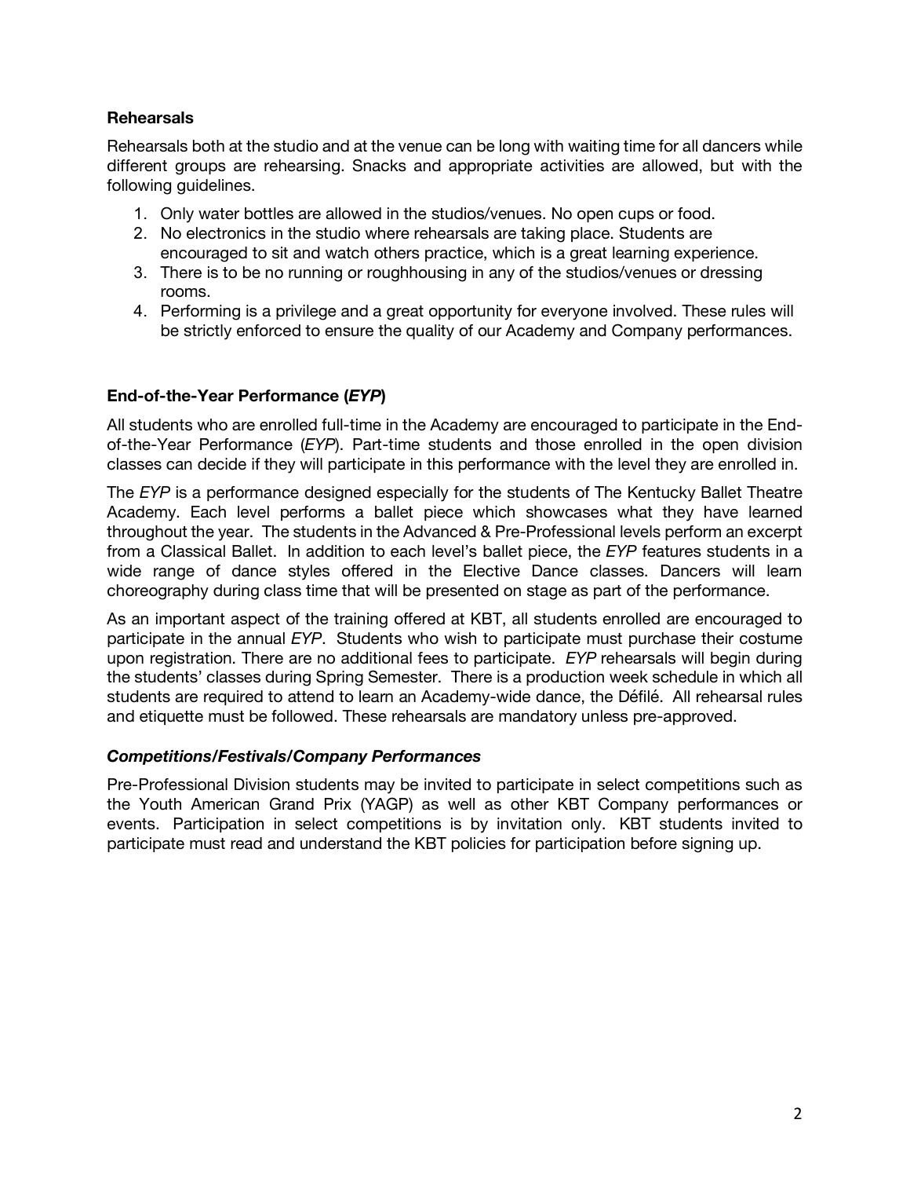### Rehearsals

Rehearsals both at the studio and at the venue can be long with waiting time for all dancers while different groups are rehearsing. Snacks and appropriate activities are allowed, but with the following guidelines.

1. Only water bottles are allowed in the studios/venues. No open cups or food.
2. No electronics in the studio where rehearsals are taking place. Students are encouraged to sit and watch others practice, which is a great learning experience.
3. There is to be no running or roughhousing in any of the studios/venues or dressing rooms.
4. Performing is a privilege and a great opportunity for everyone involved. These rules will be strictly enforced to ensure the quality of our Academy and Company performances.

### End-of-the-Year Performance (*EYP*)

All students who are enrolled full-time in the Academy are encouraged to participate in the End-of-the-Year Performance (*EYP*). Part-time students and those enrolled in the open division classes can decide if they will participate in this performance with the level they are enrolled in.

The *EYP* is a performance designed especially for the students of The Kentucky Ballet Theatre Academy. Each level performs a ballet piece which showcases what they have learned throughout the year. The students in the Advanced & Pre-Professional levels perform an excerpt from a Classical Ballet. In addition to each level's ballet piece, the *EYP* features students in a wide range of dance styles offered in the Elective Dance classes. Dancers will learn choreography during class time that will be presented on stage as part of the performance.

As an important aspect of the training offered at KBT, all students enrolled are encouraged to participate in the annual *EYP*. Students who wish to participate must purchase their costume upon registration. There are no additional fees to participate. *EYP* rehearsals will begin during the students' classes during Spring Semester. There is a production week schedule in which all students are required to attend to learn an Academy-wide dance, the Défilé. All rehearsal rules and etiquette must be followed. These rehearsals are mandatory unless pre-approved.

### *Competitions/Festivals/Company Performances*

Pre-Professional Division students may be invited to participate in select competitions such as the Youth American Grand Prix (YAGP) as well as other KBT Company performances or events. Participation in select competitions is by invitation only. KBT students invited to participate must read and understand the KBT policies for participation before signing up.